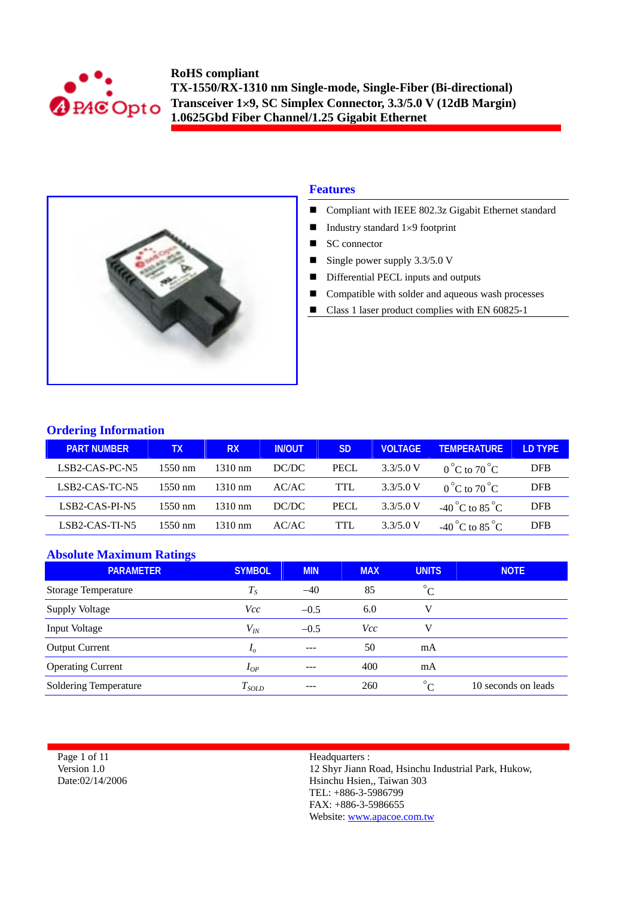**RoHS compliant**
**TX-1550/RX-1310 nm Single-mode, Single-Fiber (Bi-directional) Transceiver 1×9, SC Simplex Connector, 3.3/5.0 V (12dB Margin) 1.0625Gbd Fiber Channel/1.25 Gigabit Ethernet**

## Features

- Compliant with IEEE 802.3z Gigabit Ethernet standard
- Industry standard 1×9 footprint
- SC connector
- Single power supply 3.3/5.0 V
- Differential PECL inputs and outputs
- Compatible with solder and aqueous wash processes
- Class 1 laser product complies with EN 60825-1

## Ordering Information

| PART NUMBER | TX | RX | IN/OUT | SD | VOLTAGE | TEMPERATURE | LD TYPE |
|---|---|---|---|---|---|---|---|
| LSB2-CAS-PC-N5 | 1550 nm | 1310 nm | DC/DC | PECL | 3.3/5.0 V | 0 °C to 70 °C | DFB |
| LSB2-CAS-TC-N5 | 1550 nm | 1310 nm | AC/AC | TTL | 3.3/5.0 V | 0 °C to 70 °C | DFB |
| LSB2-CAS-PI-N5 | 1550 nm | 1310 nm | DC/DC | PECL | 3.3/5.0 V | -40 °C to 85 °C | DFB |
| LSB2-CAS-TI-N5 | 1550 nm | 1310 nm | AC/AC | TTL | 3.3/5.0 V | -40 °C to 85 °C | DFB |

## Absolute Maximum Ratings

| PARAMETER | SYMBOL | MIN | MAX | UNITS | NOTE |
|---|---|---|---|---|---|
| Storage Temperature | $T_S$ | –40 | 85 | °C | |
| Supply Voltage | $Vcc$ | –0.5 | 6.0 | V | |
| Input Voltage | $V_{IN}$ | –0.5 | $Vcc$ | V | |
| Output Current | $I_o$ | --- | 50 | mA | |
| Operating Current | $I_{OP}$ | --- | 400 | mA | |
| Soldering Temperature | $T_{SOLD}$ | --- | 260 | °C | 10 seconds on leads |

Version 1.0
Date:02/14/2006

Headquarters :
12 Shyr Jiann Road, Hsinchu Industrial Park, Hukow, Hsinchu Hsien,, Taiwan 303
TEL: +886-3-5986799
FAX: +886-3-5986655
Website: www.apacoe.com.tw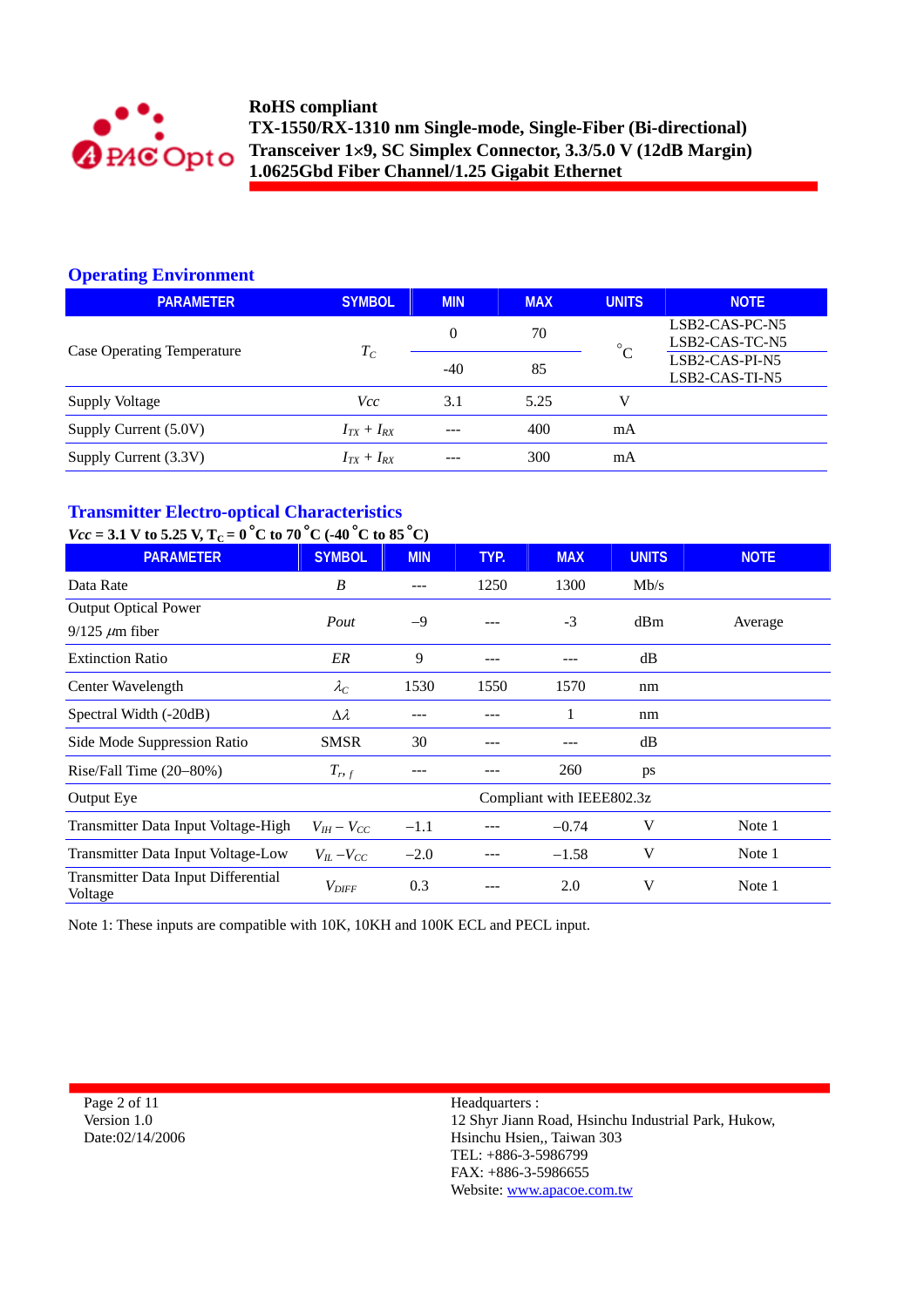## Operating Environment

| PARAMETER | SYMBOL | MIN | MAX | UNITS | NOTE |
|---|---|---|---|---|---|
| Case Operating Temperature | $T_C$ | 0 | 70 | °C | LSB2-CAS-PC-N5 LSB2-CAS-TC-N5 |
| | | -40 | 85 | | LSB2-CAS-PI-N5 LSB2-CAS-TI-N5 |
| Supply Voltage | $Vcc$ | 3.1 | 5.25 | V | |
| Supply Current (5.0V) | $I_{TX} + I_{RX}$ | --- | 400 | mA | |
| Supply Current (3.3V) | $I_{TX} + I_{RX}$ | --- | 300 | mA | |

## Transmitter Electro-optical Characteristics

**$Vcc$ = 3.1 V to 5.25 V, $T_C$ = 0 °C to 70 °C (-40 °C to 85 °C)**

| PARAMETER | SYMBOL | MIN | TYP. | MAX | UNITS | NOTE |
|---|---|---|---|---|---|---|
| Data Rate | $B$ | --- | 1250 | 1300 | Mb/s | |
| Output Optical Power 9/125 $\mu$m fiber | $Pout$ | –9 | --- | -3 | dBm | Average |
| Extinction Ratio | $ER$ | 9 | --- | --- | dB | |
| Center Wavelength | $\lambda_C$ | 1530 | 1550 | 1570 | nm | |
| Spectral Width (-20dB) | $\Delta\lambda$ | --- | --- | 1 | nm | |
| Side Mode Suppression Ratio | SMSR | 30 | --- | --- | dB | |
| Rise/Fall Time (20–80%) | $T_{r,f}$ | --- | --- | 260 | ps | |
| Output Eye | | | Compliant with IEEE802.3z | | | |
| Transmitter Data Input Voltage-High | $V_{IH} - V_{CC}$ | –1.1 | --- | –0.74 | V | Note 1 |
| Transmitter Data Input Voltage-Low | $V_{IL} - V_{CC}$ | –2.0 | --- | –1.58 | V | Note 1 |
| Transmitter Data Input Differential Voltage | $V_{DIFF}$ | 0.3 | --- | 2.0 | V | Note 1 |

Note 1: These inputs are compatible with 10K, 10KH and 100K ECL and PECL input.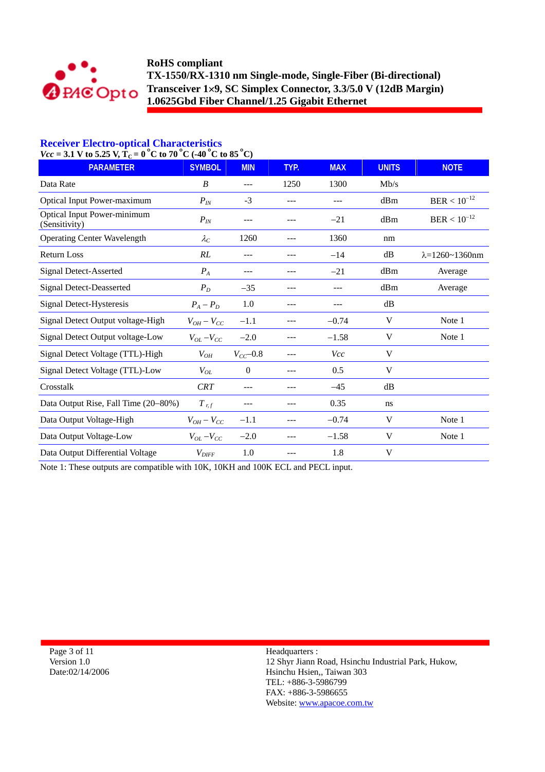**RoHS compliant**
**TX-1550/RX-1310 nm Single-mode, Single-Fiber (Bi-directional)**
**Transceiver 1×9, SC Simplex Connector, 3.3/5.0 V (12dB Margin)**
**1.0625Gbd Fiber Channel/1.25 Gigabit Ethernet**

## Receiver Electro-optical Characteristics

***Vcc*** **= 3.1 V to 5.25 V, $T_C$ = 0 °C to 70 °C (-40 °C to 85 °C)**

| PARAMETER | SYMBOL | MIN | TYP. | MAX | UNITS | NOTE |
|---|---|---|---|---|---|---|
| Data Rate | $B$ | --- | 1250 | 1300 | Mb/s | |
| Optical Input Power-maximum | $P_{IN}$ | -3 | --- | --- | dBm | BER < $10^{-12}$ |
| Optical Input Power-minimum (Sensitivity) | $P_{IN}$ | --- | --- | −21 | dBm | BER < $10^{-12}$ |
| Operating Center Wavelength | $\lambda_C$ | 1260 | --- | 1360 | nm | |
| Return Loss | $RL$ | --- | --- | −14 | dB | λ=1260~1360nm |
| Signal Detect-Asserted | $P_A$ | --- | --- | −21 | dBm | Average |
| Signal Detect-Deasserted | $P_D$ | −35 | --- | --- | dBm | Average |
| Signal Detect-Hysteresis | $P_A - P_D$ | 1.0 | --- | --- | dB | |
| Signal Detect Output voltage-High | $V_{OH} - V_{CC}$ | −1.1 | --- | −0.74 | V | Note 1 |
| Signal Detect Output voltage-Low | $V_{OL} - V_{CC}$ | −2.0 | --- | −1.58 | V | Note 1 |
| Signal Detect Voltage (TTL)-High | $V_{OH}$ | $V_{CC}$−0.8 | --- | $Vcc$ | V | |
| Signal Detect Voltage (TTL)-Low | $V_{OL}$ | 0 | --- | 0.5 | V | |
| Crosstalk | $CRT$ | --- | --- | −45 | dB | |
| Data Output Rise, Fall Time (20–80%) | $T_{r,f}$ | --- | --- | 0.35 | ns | |
| Data Output Voltage-High | $V_{OH} - V_{CC}$ | −1.1 | --- | −0.74 | V | Note 1 |
| Data Output Voltage-Low | $V_{OL} - V_{CC}$ | −2.0 | --- | −1.58 | V | Note 1 |
| Data Output Differential Voltage | $V_{DIFF}$ | 1.0 | --- | 1.8 | V | |

Note 1: These outputs are compatible with 10K, 10KH and 100K ECL and PECL input.

Version 1.0
Date:02/14/2006

Headquarters :
12 Shyr Jiann Road, Hsinchu Industrial Park, Hukow,
Hsinchu Hsien,, Taiwan 303
TEL: +886-3-5986799
FAX: +886-3-5986655
Website: www.apacoe.com.tw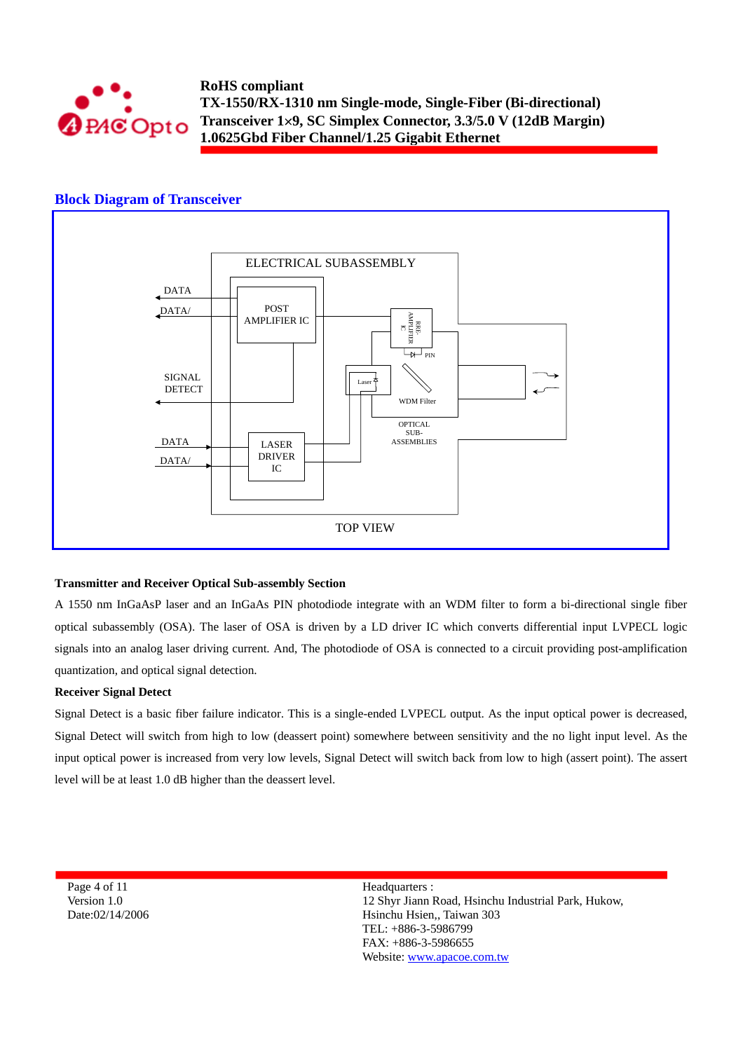## Block Diagram of Transceiver

ELECTRICAL SUBASSEMBLY

DATA

DATA/

POST AMPLIFIER IC

PRE-AMPLIFIER IC

PIN

Laser

WDM Filter

SIGNAL DETECT

OPTICAL SUB-ASSEMBLIES

DATA

DATA/

LASER DRIVER IC

TOP VIEW

**Transmitter and Receiver Optical Sub-assembly Section**

A 1550 nm InGaAsP laser and an InGaAs PIN photodiode integrate with an WDM filter to form a bi-directional single fiber optical subassembly (OSA). The laser of OSA is driven by a LD driver IC which converts differential input LVPECL logic signals into an analog laser driving current. And, The photodiode of OSA is connected to a circuit providing post-amplification quantization, and optical signal detection.

**Receiver Signal Detect**

Signal Detect is a basic fiber failure indicator. This is a single-ended LVPECL output. As the input optical power is decreased, Signal Detect will switch from high to low (deassert point) somewhere between sensitivity and the no light input level. As the input optical power is increased from very low levels, Signal Detect will switch back from low to high (assert point). The assert level will be at least 1.0 dB higher than the deassert level.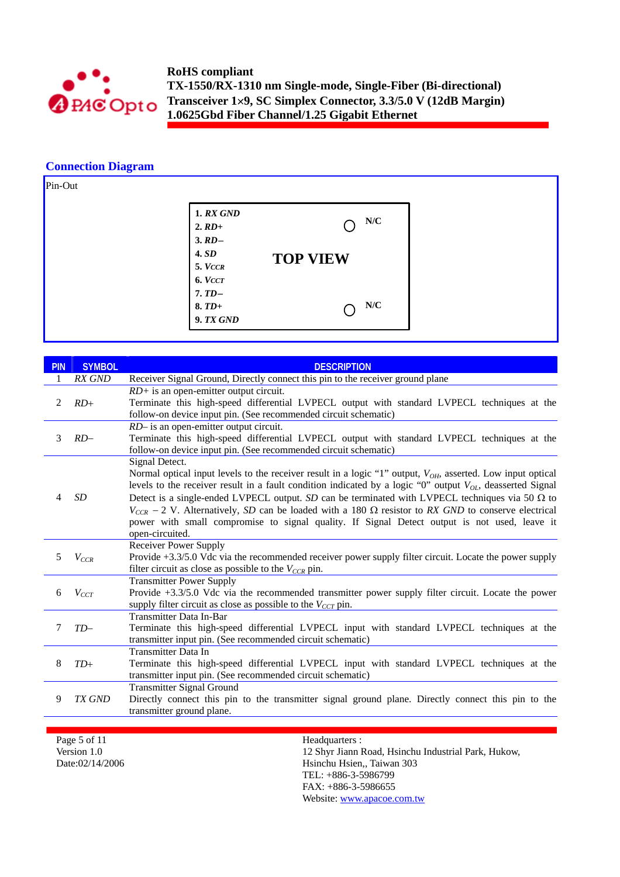## Connection Diagram

Pin-Out

| | | |
|---|---|---|
| 1. *RX GND* | | |
| 2. *RD+* | | ○ N/C |
| 3. *RD–* | | |
| 4. *SD* | **TOP VIEW** | |
| 5. *$V_{CCR}$* | | |
| 6. *$V_{CCT}$* | | |
| 7. *TD–* | | |
| 8. *TD+* | | ○ N/C |
| 9. *TX GND* | | |

| PIN | SYMBOL | DESCRIPTION |
|---|---|---|
| 1 | *RX GND* | Receiver Signal Ground, Directly connect this pin to the receiver ground plane |
| 2 | *RD+* | *RD+* is an open-emitter output circuit. Terminate this high-speed differential LVPECL output with standard LVPECL techniques at the follow-on device input pin. (See recommended circuit schematic) |
| 3 | *RD–* | *RD–* is an open-emitter output circuit. Terminate this high-speed differential LVPECL output with standard LVPECL techniques at the follow-on device input pin. (See recommended circuit schematic) |
| 4 | *SD* | Signal Detect. Normal optical input levels to the receiver result in a logic "1" output, $V_{OH}$, asserted. Low input optical levels to the receiver result in a fault condition indicated by a logic "0" output $V_{OL}$, deasserted Signal Detect is a single-ended LVPECL output. *SD* can be terminated with LVPECL techniques via 50 Ω to $V_{CCR}$ – 2 V. Alternatively, *SD* can be loaded with a 180 Ω resistor to *RX GND* to conserve electrical power with small compromise to signal quality. If Signal Detect output is not used, leave it open-circuited. |
| 5 | $V_{CCR}$ | Receiver Power Supply Provide +3.3/5.0 Vdc via the recommended receiver power supply filter circuit. Locate the power supply filter circuit as close as possible to the $V_{CCR}$ pin. |
| 6 | $V_{CCT}$ | Transmitter Power Supply Provide +3.3/5.0 Vdc via the recommended transmitter power supply filter circuit. Locate the power supply filter circuit as close as possible to the $V_{CCT}$ pin. |
| 7 | *TD–* | Transmitter Data In-Bar Terminate this high-speed differential LVPECL input with standard LVPECL techniques at the transmitter input pin. (See recommended circuit schematic) |
| 8 | *TD+* | Transmitter Data In Terminate this high-speed differential LVPECL input with standard LVPECL techniques at the transmitter input pin. (See recommended circuit schematic) |
| 9 | *TX GND* | Transmitter Signal Ground Directly connect this pin to the transmitter signal ground plane. Directly connect this pin to the transmitter ground plane. |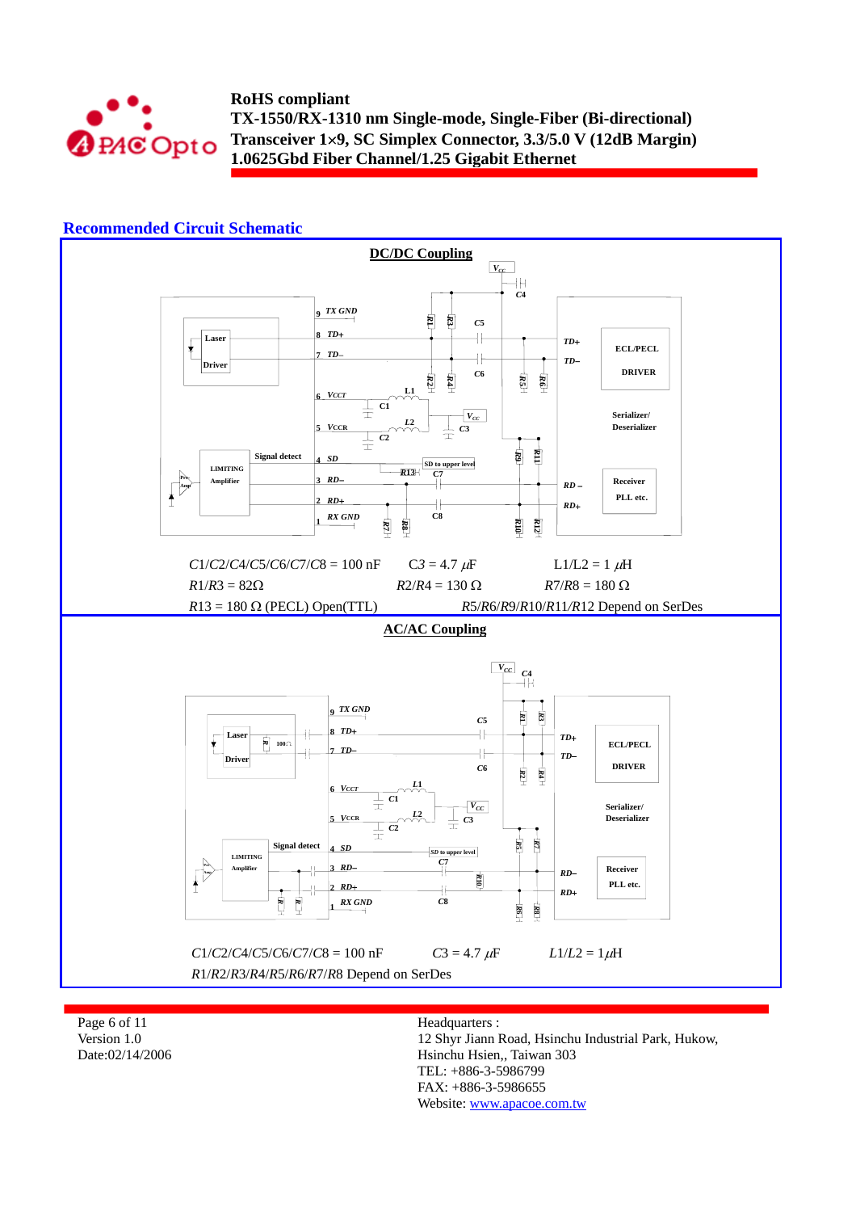## Recommended Circuit Schematic

### DC/DC Coupling

$C1/C2/C4/C5/C6/C7/C8$ = 100 nF  $C3$ = 4.7 $\mu$F  L1/L2 = 1 $\mu$H

$R1/R3$ = 82Ω  $R2/R4$ = 130 Ω  $R7/R8$ = 180 Ω

$R13$ = 180 Ω (PECL) Open(TTL)  $R5/R6/R9/R10/R11/R12$ Depend on SerDes

### AC/AC Coupling

$C1/C2/C4/C5/C6/C7/C8$ = 100 nF  $C3$ = 4.7 $\mu$F  $L1/L2$ = 1$\mu$H

$R1/R2/R3/R4/R5/R6/R7/R8$ Depend on SerDes

Version 1.0
Date:02/14/2006

Headquarters :
12 Shyr Jiann Road, Hsinchu Industrial Park, Hukow,
Hsinchu Hsien,, Taiwan 303
TEL: +886-3-5986799
FAX: +886-3-5986655
Website: www.apacoe.com.tw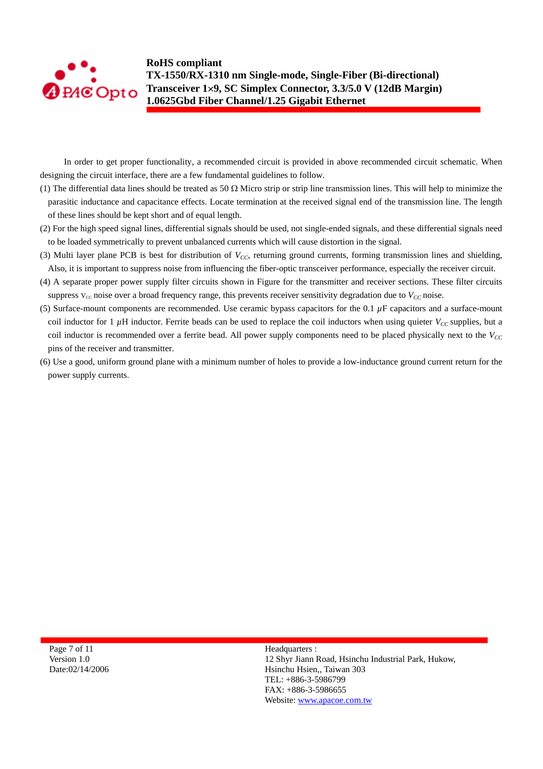In order to get proper functionality, a recommended circuit is provided in above recommended circuit schematic. When designing the circuit interface, there are a few fundamental guidelines to follow.

(1) The differential data lines should be treated as 50 Ω Micro strip or strip line transmission lines. This will help to minimize the parasitic inductance and capacitance effects. Locate termination at the received signal end of the transmission line. The length of these lines should be kept short and of equal length.

(2) For the high speed signal lines, differential signals should be used, not single-ended signals, and these differential signals need to be loaded symmetrically to prevent unbalanced currents which will cause distortion in the signal.

(3) Multi layer plane PCB is best for distribution of $V_{CC}$, returning ground currents, forming transmission lines and shielding, Also, it is important to suppress noise from influencing the fiber-optic transceiver performance, especially the receiver circuit.

(4) A separate proper power supply filter circuits shown in Figure for the transmitter and receiver sections. These filter circuits suppress $V_{CC}$ noise over a broad frequency range, this prevents receiver sensitivity degradation due to $V_{CC}$ noise.

(5) Surface-mount components are recommended. Use ceramic bypass capacitors for the 0.1 $\mu$F capacitors and a surface-mount coil inductor for 1 $\mu$H inductor. Ferrite beads can be used to replace the coil inductors when using quieter $V_{CC}$ supplies, but a coil inductor is recommended over a ferrite bead. All power supply components need to be placed physically next to the $V_{CC}$ pins of the receiver and transmitter.

(6) Use a good, uniform ground plane with a minimum number of holes to provide a low-inductance ground current return for the power supply currents.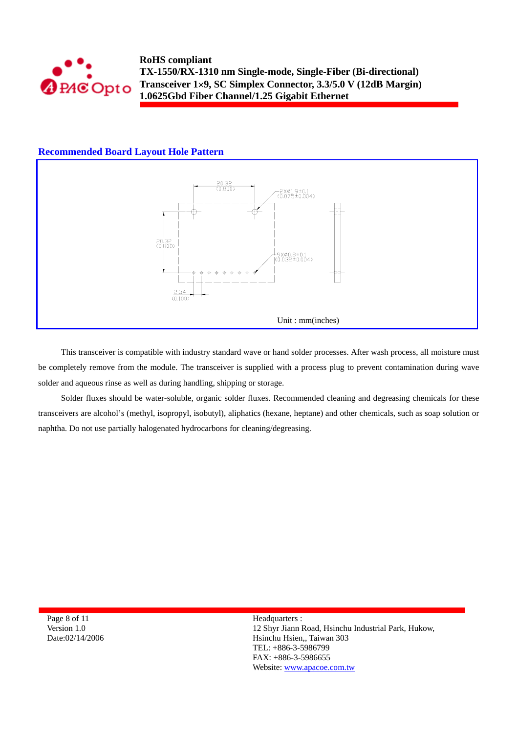## Recommended Board Layout Hole Pattern

20.32 (0.800)

2XØ1.9±0.1 (0.075±0.004)

20.32 (0.800)

9XØ0.8±0.1 (0.032±0.004)

2.54 (0.100)

Unit : mm(inches)

This transceiver is compatible with industry standard wave or hand solder processes. After wash process, all moisture must be completely remove from the module. The transceiver is supplied with a process plug to prevent contamination during wave solder and aqueous rinse as well as during handling, shipping or storage.

Solder fluxes should be water-soluble, organic solder fluxes. Recommended cleaning and degreasing chemicals for these transceivers are alcohol's (methyl, isopropyl, isobutyl), aliphatics (hexane, heptane) and other chemicals, such as soap solution or naphtha. Do not use partially halogenated hydrocarbons for cleaning/degreasing.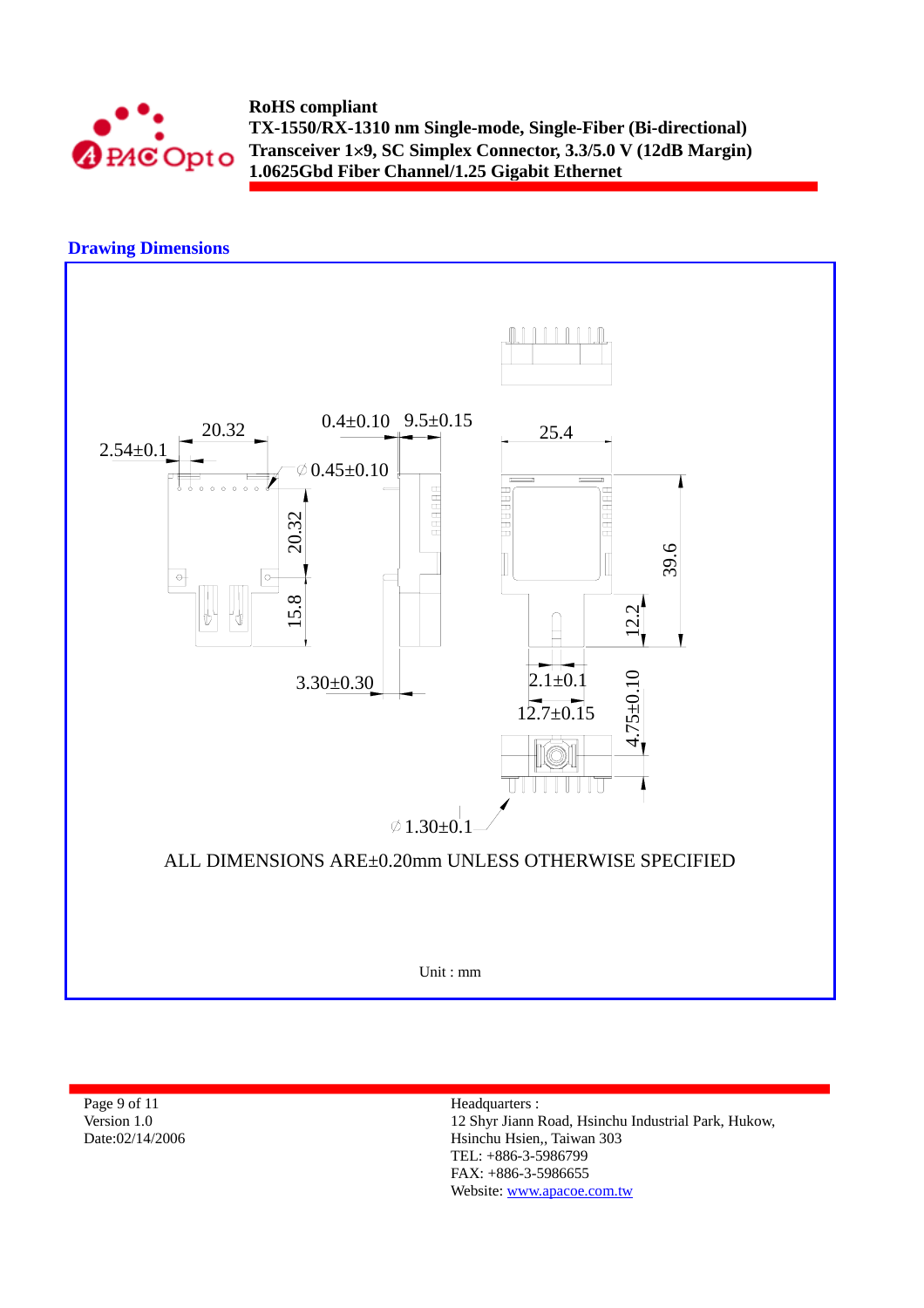## Drawing Dimensions

2.54±0.1

20.32

0.4±0.10

9.5±0.15

25.4

∅0.45±0.10

20.32

15.8

39.6

12.2

3.30±0.30

2.1±0.1

12.7±0.15

4.75±0.10

∅1.30±0.1

ALL DIMENSIONS ARE±0.20mm UNLESS OTHERWISE SPECIFIED

Unit : mm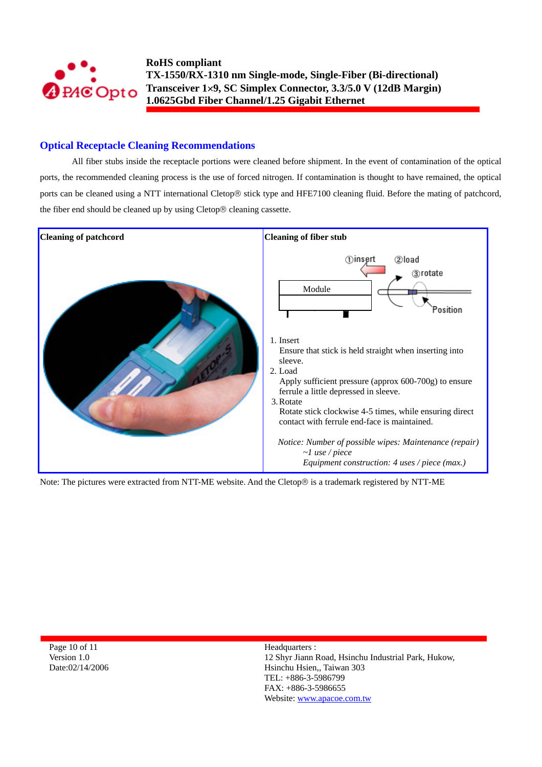## Optical Receptacle Cleaning Recommendations

All fiber stubs inside the receptacle portions were cleaned before shipment. In the event of contamination of the optical ports, the recommended cleaning process is the use of forced nitrogen. If contamination is thought to have remained, the optical ports can be cleaned using a NTT international Cletop® stick type and HFE7100 cleaning fluid. Before the mating of patchcord, the fiber end should be cleaned up by using Cletop® cleaning cassette.

| Cleaning of patchcord | Cleaning of fiber stub |
|---|---|
| | ①insert ②load ③rotate Module Position<br><br>1. Insert<br>Ensure that stick is held straight when inserting into sleeve.<br>2. Load<br>Apply sufficient pressure (approx 600-700g) to ensure ferrule a little depressed in sleeve.<br>3. Rotate<br>Rotate stick clockwise 4-5 times, while ensuring direct contact with ferrule end-face is maintained.<br><br>*Notice: Number of possible wipes: Maintenance (repair) ~1 use / piece*<br>*Equipment construction: 4 uses / piece (max.)* |

Note: The pictures were extracted from NTT-ME website. And the Cletop® is a trademark registered by NTT-ME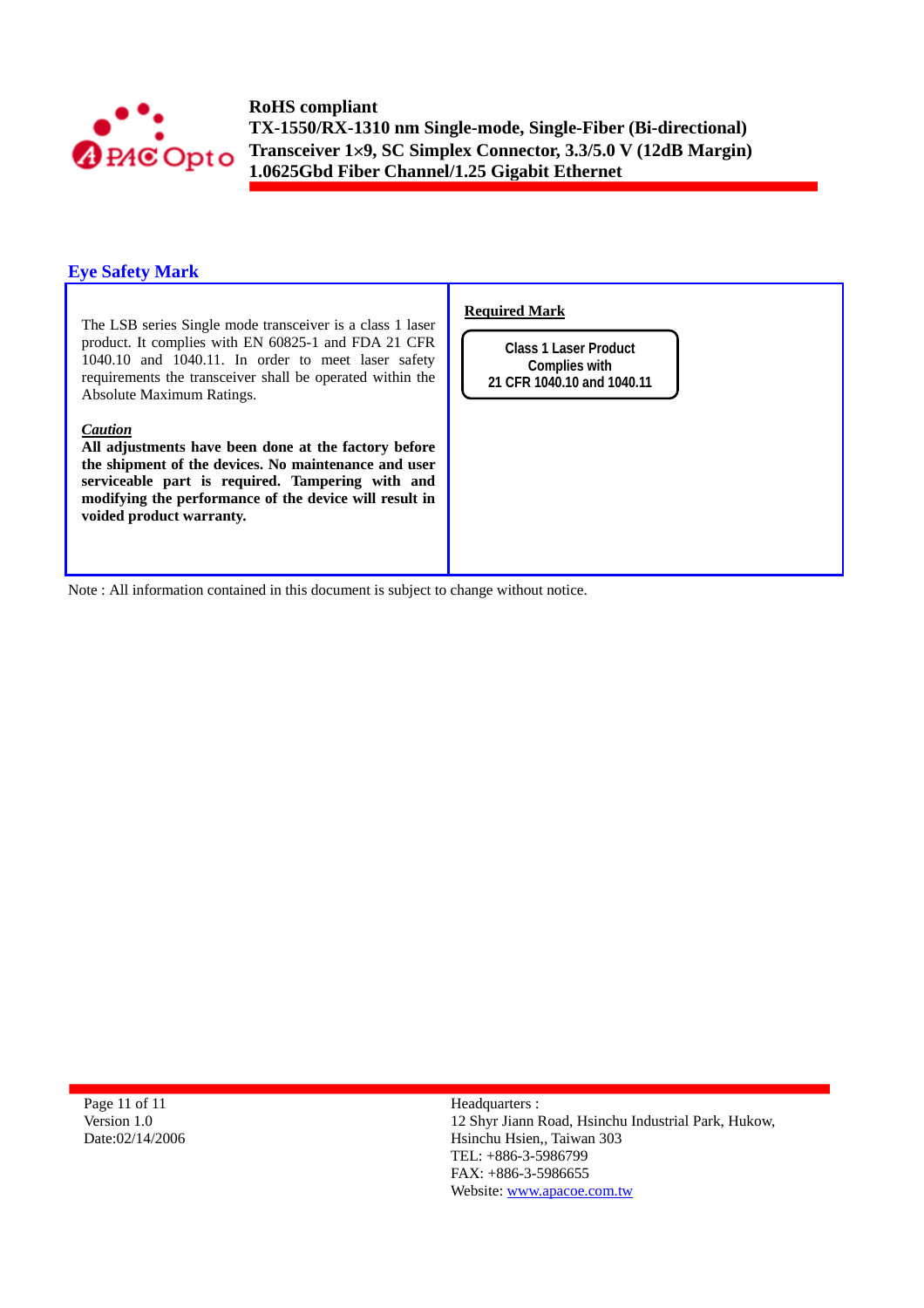## Eye Safety Mark

| | |
|---|---|
| The LSB series Single mode transceiver is a class 1 laser product. It complies with EN 60825-1 and FDA 21 CFR 1040.10 and 1040.11. In order to meet laser safety requirements the transceiver shall be operated within the Absolute Maximum Ratings.<br><br>***Caution***<br>**All adjustments have been done at the factory before the shipment of the devices. No maintenance and user serviceable part is required. Tampering with and modifying the performance of the device will result in voided product warranty.** | **Required Mark**<br><br>**Class 1 Laser Product**<br>**Complies with**<br>**21 CFR 1040.10 and 1040.11** |

Note : All information contained in this document is subject to change without notice.

Version 1.0
Date:02/14/2006

Headquarters :
12 Shyr Jiann Road, Hsinchu Industrial Park, Hukow,
Hsinchu Hsien,, Taiwan 303
TEL: +886-3-5986799
FAX: +886-3-5986655
Website: www.apacoe.com.tw